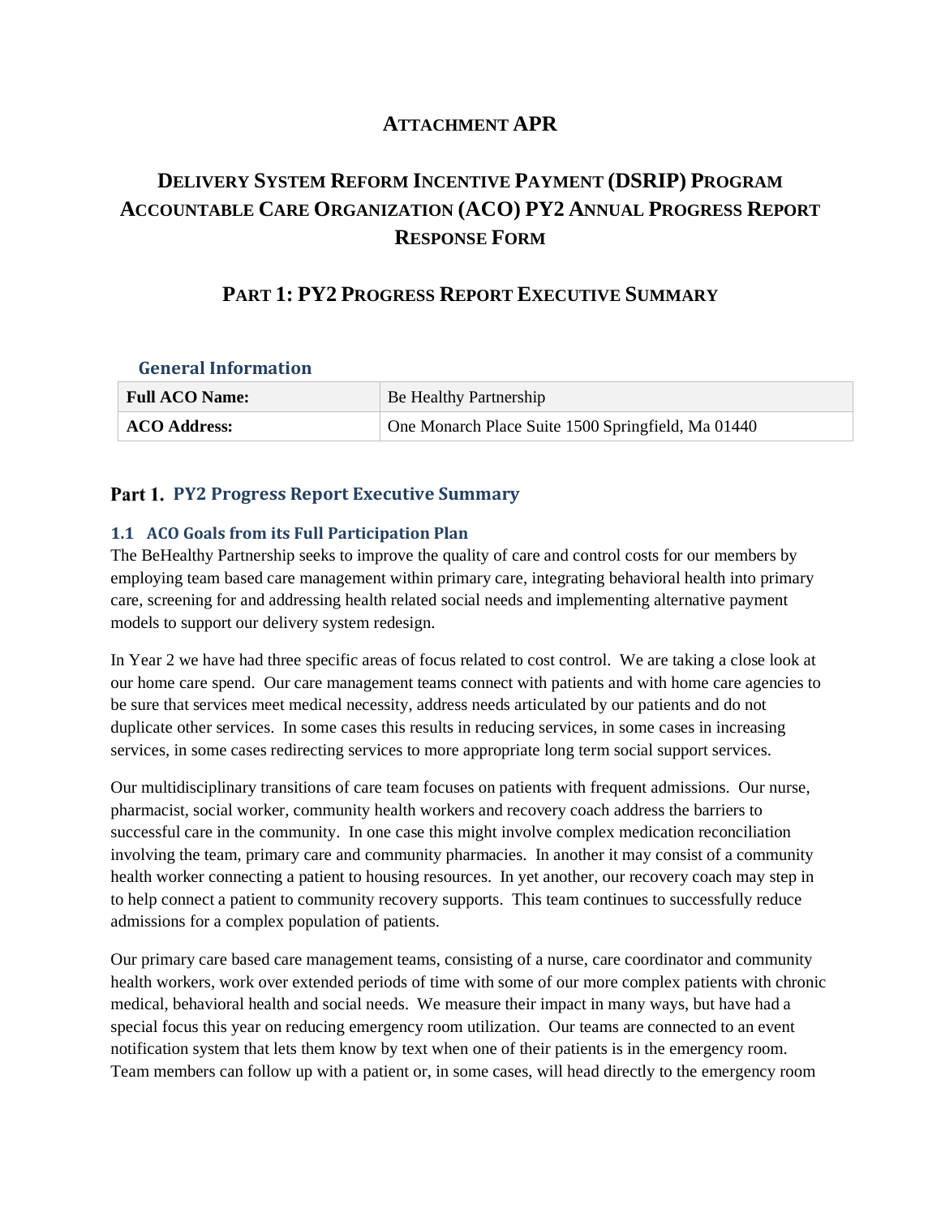# ATTACHMENT APR

# DELIVERY SYSTEM REFORM INCENTIVE PAYMENT (DSRIP) PROGRAM ACCOUNTABLE CARE ORGANIZATION (ACO) PY2 ANNUAL PROGRESS REPORT RESPONSE FORM

## PART 1: PY2 PROGRESS REPORT EXECUTIVE SUMMARY

### General Information

| | |
|---|---|
| **Full ACO Name:** | Be Healthy Partnership |
| **ACO Address:** | One Monarch Place Suite 1500 Springfield, Ma 01440 |

## Part 1. PY2 Progress Report Executive Summary

### 1.1 ACO Goals from its Full Participation Plan

The BeHealthy Partnership seeks to improve the quality of care and control costs for our members by employing team based care management within primary care, integrating behavioral health into primary care, screening for and addressing health related social needs and implementing alternative payment models to support our delivery system redesign.

In Year 2 we have had three specific areas of focus related to cost control. We are taking a close look at our home care spend. Our care management teams connect with patients and with home care agencies to be sure that services meet medical necessity, address needs articulated by our patients and do not duplicate other services. In some cases this results in reducing services, in some cases in increasing services, in some cases redirecting services to more appropriate long term social support services.

Our multidisciplinary transitions of care team focuses on patients with frequent admissions. Our nurse, pharmacist, social worker, community health workers and recovery coach address the barriers to successful care in the community. In one case this might involve complex medication reconciliation involving the team, primary care and community pharmacies. In another it may consist of a community health worker connecting a patient to housing resources. In yet another, our recovery coach may step in to help connect a patient to community recovery supports. This team continues to successfully reduce admissions for a complex population of patients.

Our primary care based care management teams, consisting of a nurse, care coordinator and community health workers, work over extended periods of time with some of our more complex patients with chronic medical, behavioral health and social needs. We measure their impact in many ways, but have had a special focus this year on reducing emergency room utilization. Our teams are connected to an event notification system that lets them know by text when one of their patients is in the emergency room. Team members can follow up with a patient or, in some cases, will head directly to the emergency room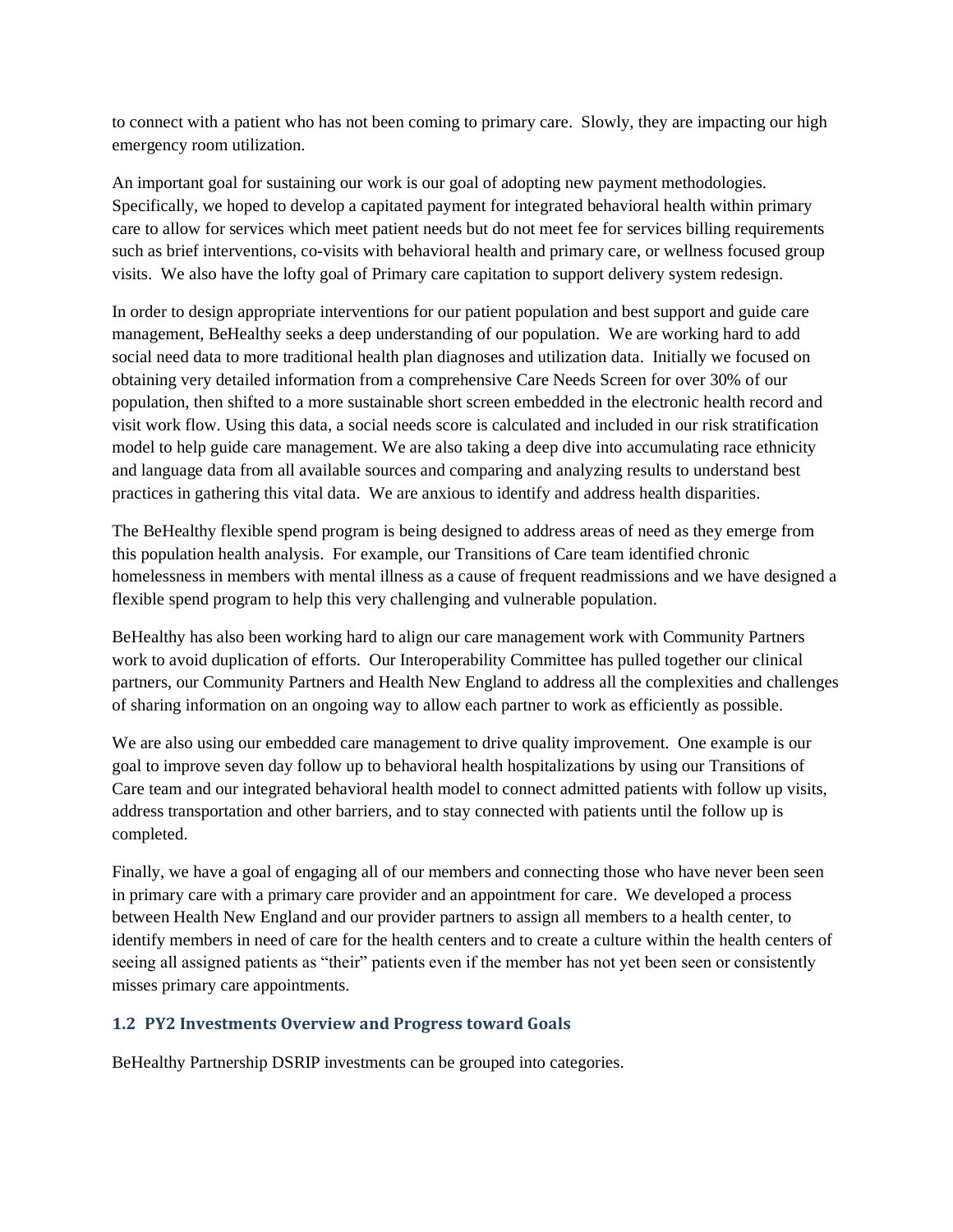to connect with a patient who has not been coming to primary care. Slowly, they are impacting our high emergency room utilization.

An important goal for sustaining our work is our goal of adopting new payment methodologies. Specifically, we hoped to develop a capitated payment for integrated behavioral health within primary care to allow for services which meet patient needs but do not meet fee for services billing requirements such as brief interventions, co-visits with behavioral health and primary care, or wellness focused group visits. We also have the lofty goal of Primary care capitation to support delivery system redesign.

In order to design appropriate interventions for our patient population and best support and guide care management, BeHealthy seeks a deep understanding of our population. We are working hard to add social need data to more traditional health plan diagnoses and utilization data. Initially we focused on obtaining very detailed information from a comprehensive Care Needs Screen for over 30% of our population, then shifted to a more sustainable short screen embedded in the electronic health record and visit work flow. Using this data, a social needs score is calculated and included in our risk stratification model to help guide care management. We are also taking a deep dive into accumulating race ethnicity and language data from all available sources and comparing and analyzing results to understand best practices in gathering this vital data. We are anxious to identify and address health disparities.

The BeHealthy flexible spend program is being designed to address areas of need as they emerge from this population health analysis. For example, our Transitions of Care team identified chronic homelessness in members with mental illness as a cause of frequent readmissions and we have designed a flexible spend program to help this very challenging and vulnerable population.

BeHealthy has also been working hard to align our care management work with Community Partners work to avoid duplication of efforts. Our Interoperability Committee has pulled together our clinical partners, our Community Partners and Health New England to address all the complexities and challenges of sharing information on an ongoing way to allow each partner to work as efficiently as possible.

We are also using our embedded care management to drive quality improvement. One example is our goal to improve seven day follow up to behavioral health hospitalizations by using our Transitions of Care team and our integrated behavioral health model to connect admitted patients with follow up visits, address transportation and other barriers, and to stay connected with patients until the follow up is completed.

Finally, we have a goal of engaging all of our members and connecting those who have never been seen in primary care with a primary care provider and an appointment for care. We developed a process between Health New England and our provider partners to assign all members to a health center, to identify members in need of care for the health centers and to create a culture within the health centers of seeing all assigned patients as "their" patients even if the member has not yet been seen or consistently misses primary care appointments.

### 1.2 PY2 Investments Overview and Progress toward Goals

BeHealthy Partnership DSRIP investments can be grouped into categories.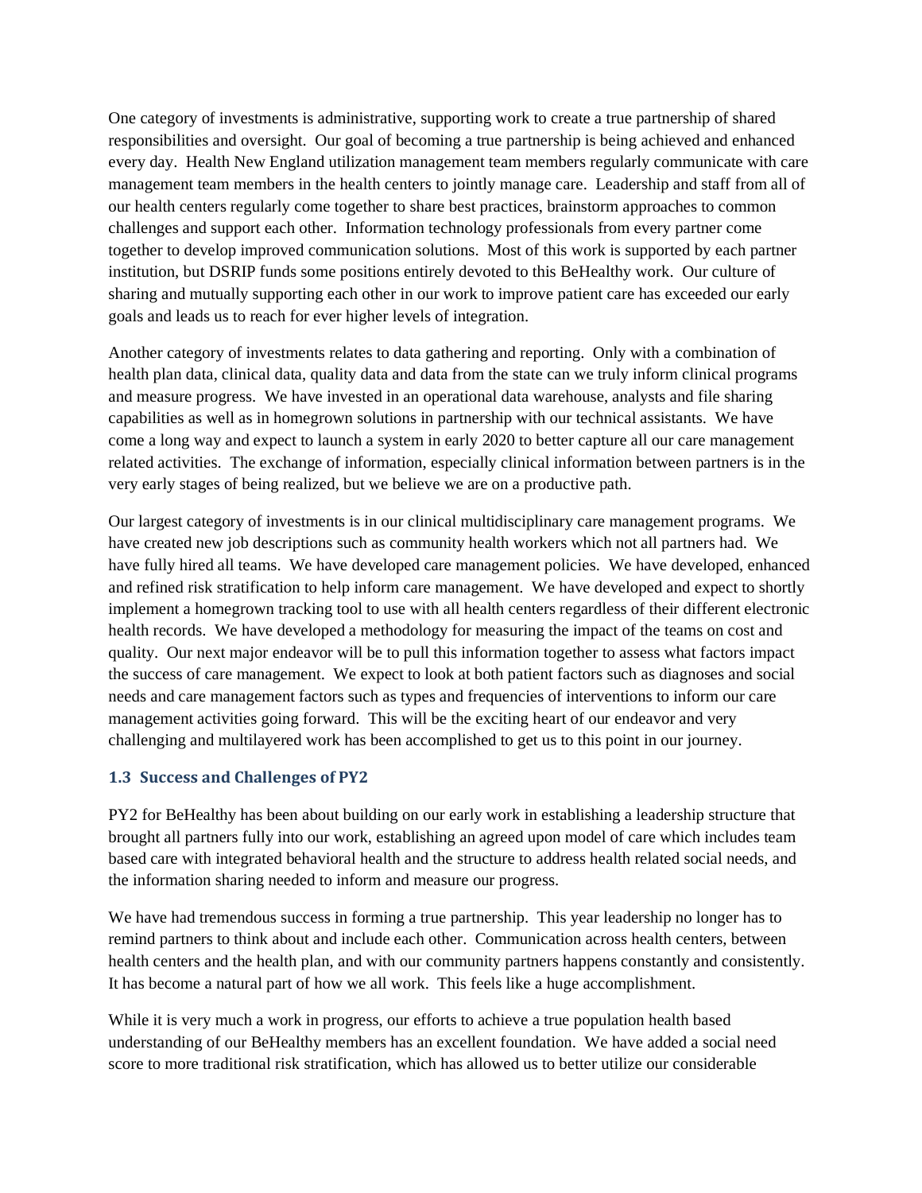One category of investments is administrative, supporting work to create a true partnership of shared responsibilities and oversight. Our goal of becoming a true partnership is being achieved and enhanced every day. Health New England utilization management team members regularly communicate with care management team members in the health centers to jointly manage care. Leadership and staff from all of our health centers regularly come together to share best practices, brainstorm approaches to common challenges and support each other. Information technology professionals from every partner come together to develop improved communication solutions. Most of this work is supported by each partner institution, but DSRIP funds some positions entirely devoted to this BeHealthy work. Our culture of sharing and mutually supporting each other in our work to improve patient care has exceeded our early goals and leads us to reach for ever higher levels of integration.

Another category of investments relates to data gathering and reporting. Only with a combination of health plan data, clinical data, quality data and data from the state can we truly inform clinical programs and measure progress. We have invested in an operational data warehouse, analysts and file sharing capabilities as well as in homegrown solutions in partnership with our technical assistants. We have come a long way and expect to launch a system in early 2020 to better capture all our care management related activities. The exchange of information, especially clinical information between partners is in the very early stages of being realized, but we believe we are on a productive path.

Our largest category of investments is in our clinical multidisciplinary care management programs. We have created new job descriptions such as community health workers which not all partners had. We have fully hired all teams. We have developed care management policies. We have developed, enhanced and refined risk stratification to help inform care management. We have developed and expect to shortly implement a homegrown tracking tool to use with all health centers regardless of their different electronic health records. We have developed a methodology for measuring the impact of the teams on cost and quality. Our next major endeavor will be to pull this information together to assess what factors impact the success of care management. We expect to look at both patient factors such as diagnoses and social needs and care management factors such as types and frequencies of interventions to inform our care management activities going forward. This will be the exciting heart of our endeavor and very challenging and multilayered work has been accomplished to get us to this point in our journey.

### 1.3 Success and Challenges of PY2

PY2 for BeHealthy has been about building on our early work in establishing a leadership structure that brought all partners fully into our work, establishing an agreed upon model of care which includes team based care with integrated behavioral health and the structure to address health related social needs, and the information sharing needed to inform and measure our progress.

We have had tremendous success in forming a true partnership. This year leadership no longer has to remind partners to think about and include each other. Communication across health centers, between health centers and the health plan, and with our community partners happens constantly and consistently. It has become a natural part of how we all work. This feels like a huge accomplishment.

While it is very much a work in progress, our efforts to achieve a true population health based understanding of our BeHealthy members has an excellent foundation. We have added a social need score to more traditional risk stratification, which has allowed us to better utilize our considerable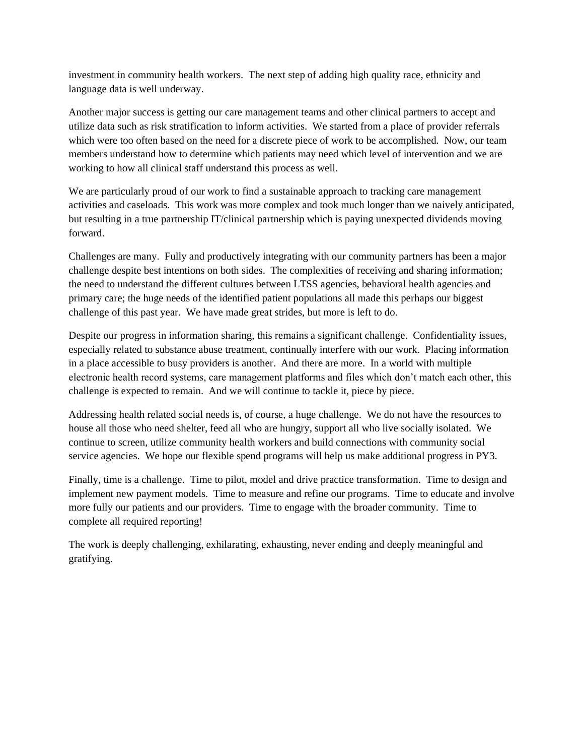investment in community health workers. The next step of adding high quality race, ethnicity and language data is well underway.

Another major success is getting our care management teams and other clinical partners to accept and utilize data such as risk stratification to inform activities. We started from a place of provider referrals which were too often based on the need for a discrete piece of work to be accomplished. Now, our team members understand how to determine which patients may need which level of intervention and we are working to how all clinical staff understand this process as well.

We are particularly proud of our work to find a sustainable approach to tracking care management activities and caseloads. This work was more complex and took much longer than we naively anticipated, but resulting in a true partnership IT/clinical partnership which is paying unexpected dividends moving forward.

Challenges are many. Fully and productively integrating with our community partners has been a major challenge despite best intentions on both sides. The complexities of receiving and sharing information; the need to understand the different cultures between LTSS agencies, behavioral health agencies and primary care; the huge needs of the identified patient populations all made this perhaps our biggest challenge of this past year. We have made great strides, but more is left to do.

Despite our progress in information sharing, this remains a significant challenge. Confidentiality issues, especially related to substance abuse treatment, continually interfere with our work. Placing information in a place accessible to busy providers is another. And there are more. In a world with multiple electronic health record systems, care management platforms and files which don't match each other, this challenge is expected to remain. And we will continue to tackle it, piece by piece.

Addressing health related social needs is, of course, a huge challenge. We do not have the resources to house all those who need shelter, feed all who are hungry, support all who live socially isolated. We continue to screen, utilize community health workers and build connections with community social service agencies. We hope our flexible spend programs will help us make additional progress in PY3.

Finally, time is a challenge. Time to pilot, model and drive practice transformation. Time to design and implement new payment models. Time to measure and refine our programs. Time to educate and involve more fully our patients and our providers. Time to engage with the broader community. Time to complete all required reporting!

The work is deeply challenging, exhilarating, exhausting, never ending and deeply meaningful and gratifying.